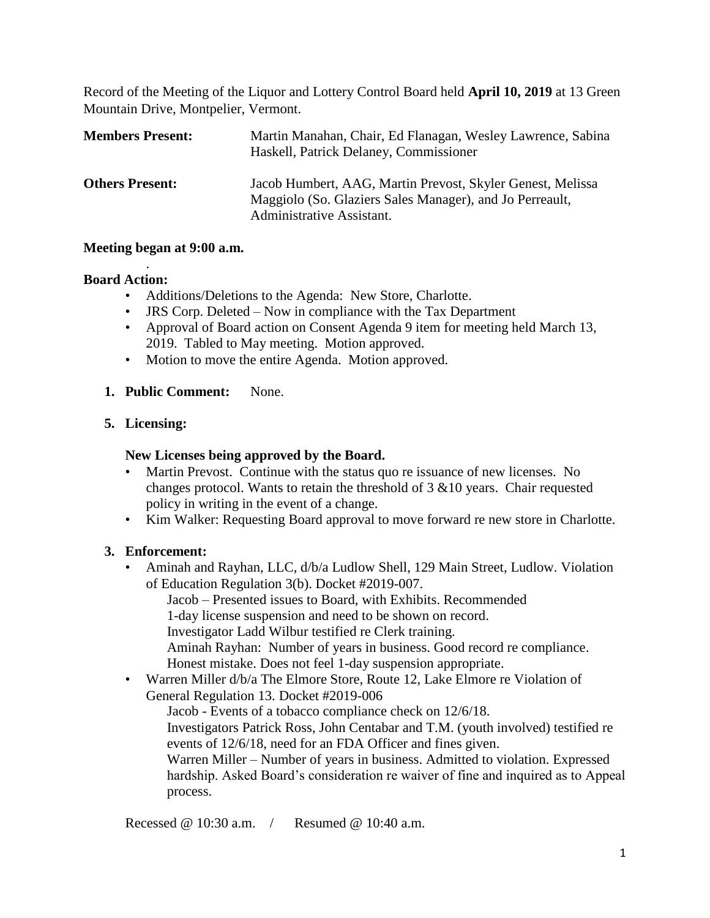Record of the Meeting of the Liquor and Lottery Control Board held **April 10, 2019** at 13 Green Mountain Drive, Montpelier, Vermont.

**Members Present:** Martin Manahan, Chair, Ed Flanagan, Wesley Lawrence, Sabina Haskell, Patrick Delaney, Commissioner

**Others Present:** Jacob Humbert, AAG, Martin Prevost, Skyler Genest, Melissa Maggiolo (So. Glaziers Sales Manager), and Jo Perreault, Administrative Assistant.

**Meeting began at 9:00 a.m.**

.

**Board Action:**

- Additions/Deletions to the Agenda: New Store, Charlotte.
- JRS Corp. Deleted – Now in compliance with the Tax Department
- Approval of Board action on Consent Agenda 9 item for meeting held March 13, 2019. Tabled to May meeting. Motion approved.
- Motion to move the entire Agenda. Motion approved.

1. **Public Comment:** None.

5. **Licensing:**

   **New Licenses being approved by the Board.**

   - Martin Prevost. Continue with the status quo re issuance of new licenses. No changes protocol. Wants to retain the threshold of 3 &10 years. Chair requested policy in writing in the event of a change.
   - Kim Walker: Requesting Board approval to move forward re new store in Charlotte.

3. **Enforcement:**

   - Aminah and Rayhan, LLC, d/b/a Ludlow Shell, 129 Main Street, Ludlow. Violation of Education Regulation 3(b). Docket #2019-007.

     Jacob – Presented issues to Board, with Exhibits. Recommended 1-day license suspension and need to be shown on record.
     Investigator Ladd Wilbur testified re Clerk training.
     Aminah Rayhan: Number of years in business. Good record re compliance. Honest mistake. Does not feel 1-day suspension appropriate.

   - Warren Miller d/b/a The Elmore Store, Route 12, Lake Elmore re Violation of General Regulation 13. Docket #2019-006

     Jacob - Events of a tobacco compliance check on 12/6/18.
     Investigators Patrick Ross, John Centabar and T.M. (youth involved) testified re events of 12/6/18, need for an FDA Officer and fines given.
     Warren Miller – Number of years in business. Admitted to violation. Expressed hardship. Asked Board's consideration re waiver of fine and inquired as to Appeal process.

Recessed @ 10:30 a.m. / Resumed @ 10:40 a.m.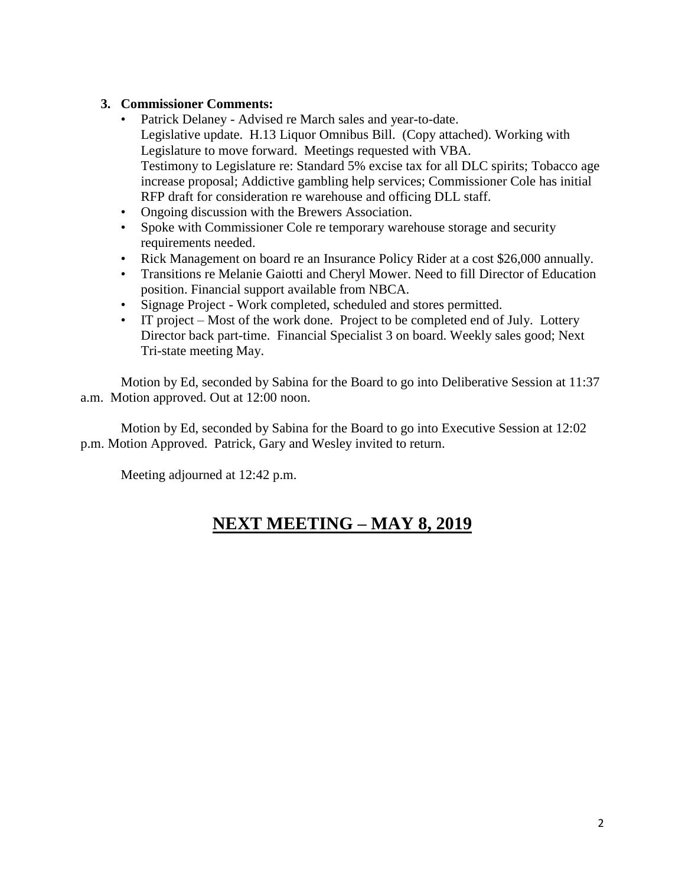3. **Commissioner Comments:**
   - Patrick Delaney - Advised re March sales and year-to-date.
     Legislative update. H.13 Liquor Omnibus Bill. (Copy attached). Working with Legislature to move forward. Meetings requested with VBA.
     Testimony to Legislature re: Standard 5% excise tax for all DLC spirits; Tobacco age increase proposal; Addictive gambling help services; Commissioner Cole has initial RFP draft for consideration re warehouse and officing DLL staff.
   - Ongoing discussion with the Brewers Association.
   - Spoke with Commissioner Cole re temporary warehouse storage and security requirements needed.
   - Rick Management on board re an Insurance Policy Rider at a cost $26,000 annually.
   - Transitions re Melanie Gaiotti and Cheryl Mower. Need to fill Director of Education position. Financial support available from NBCA.
   - Signage Project - Work completed, scheduled and stores permitted.
   - IT project – Most of the work done. Project to be completed end of July. Lottery Director back part-time. Financial Specialist 3 on board. Weekly sales good; Next Tri-state meeting May.

Motion by Ed, seconded by Sabina for the Board to go into Deliberative Session at 11:37 a.m. Motion approved. Out at 12:00 noon.

Motion by Ed, seconded by Sabina for the Board to go into Executive Session at 12:02 p.m. Motion Approved. Patrick, Gary and Wesley invited to return.

Meeting adjourned at 12:42 p.m.

## NEXT MEETING – MAY 8, 2019